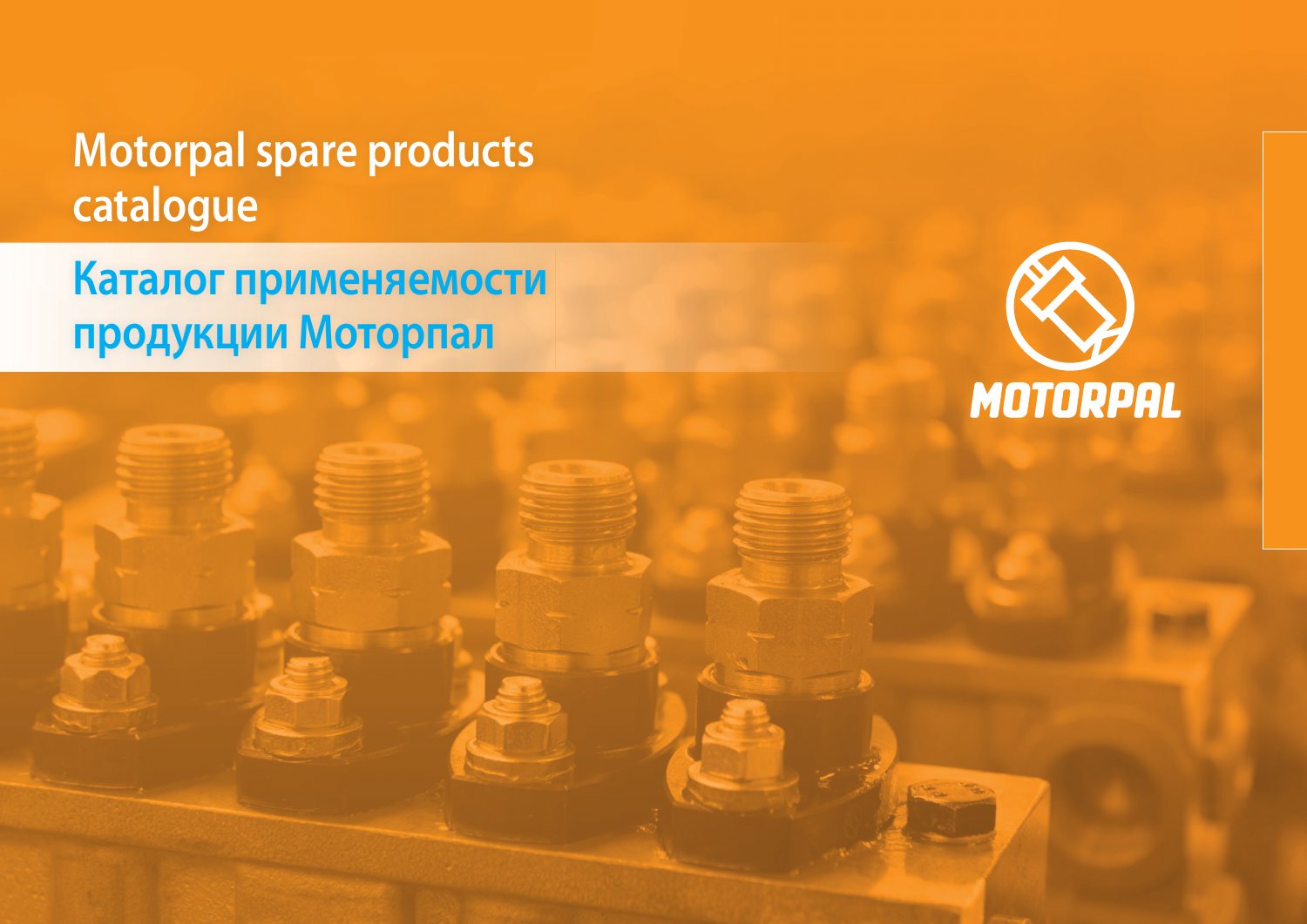# Motorpal spare products catalogue

# Каталог применяемости продукции Моторпал

MOTORPAL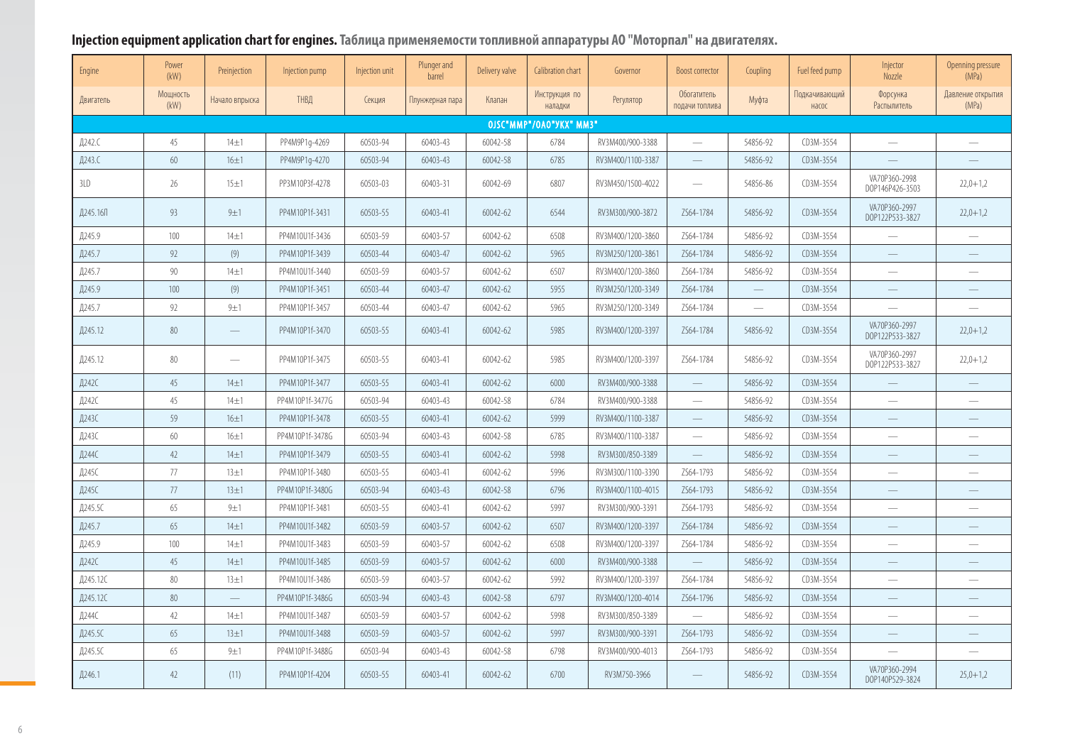## Injection equipment application chart for engines. Таблица применяемости топливной аппаратуры АО "Моторпал" на двигателях.

| Engine | Power (kW) | Preinjection | Injection pump | Injection unit | Plunger and barrel | Delivery valve | Calibration chart | Governor | Boost corrector | Coupling | Fuel feed pump | Injector Nozzle | Openning pressure (MPa) |
|---|---|---|---|---|---|---|---|---|---|---|---|---|---|
| Двигатель | Мощность (kW) | Начало впрыска | ТНВД | Секция | Плунжерная пара | Клапан | Инструкция по наладки | Регулятор | Обогатитель подачи топлива | Муфта | Подкачивающий насос | Форсунка Распылитель | Давление открытия (MPa) |
| OJSC"MMP"/ОАО"УКХ" ММЗ" | | | | | | | | | | | | | |
| Д242.С | 45 | 14±1 | PP4M9P1g-4269 | 60503-94 | 60403-43 | 60042-58 | 6784 | RV3M400/900-3388 | — | 54856-92 | CD3M-3554 | — | — |
| Д243.С | 60 | 16±1 | PP4M9P1g-4270 | 60503-94 | 60403-43 | 60042-58 | 6785 | RV3M400/1100-3387 | — | 54856-92 | CD3M-3554 | — | — |
| 3LD | 26 | 15±1 | PP3M10P3f-4278 | 60503-03 | 60403-31 | 60042-69 | 6807 | RV3M450/1500-4022 | — | 54856-86 | CD3M-3554 | VA70P360-2998 DOP146P426-3503 | 22,0+1,2 |
| Д245.16Л | 93 | 9±1 | PP4M10P1f-3431 | 60503-55 | 60403-41 | 60042-62 | 6544 | RV3M300/900-3872 | ZS64-1784 | 54856-92 | CD3M-3554 | VA70P360-2997 DOP122P533-3827 | 22,0+1,2 |
| Д245.9 | 100 | 14±1 | PP4M10U1f-3436 | 60503-59 | 60403-57 | 60042-62 | 6508 | RV3M400/1200-3860 | ZS64-1784 | 54856-92 | CD3M-3554 | — | — |
| Д245.7 | 92 | (9) | PP4M10P1f-3439 | 60503-44 | 60403-47 | 60042-62 | 5965 | RV3M250/1200-3861 | ZS64-1784 | 54856-92 | CD3M-3554 | — | — |
| Д245.7 | 90 | 14±1 | PP4M10U1f-3440 | 60503-59 | 60403-57 | 60042-62 | 6507 | RV3M400/1200-3860 | ZS64-1784 | 54856-92 | CD3M-3554 | — | — |
| Д245.9 | 100 | (9) | PP4M10P1f-3451 | 60503-44 | 60403-47 | 60042-62 | 5955 | RV3M250/1200-3349 | ZS64-1784 | — | CD3M-3554 | — | — |
| Д245.7 | 92 | 9±1 | PP4M10P1f-3457 | 60503-44 | 60403-47 | 60042-62 | 5965 | RV3M250/1200-3349 | ZS64-1784 | — | CD3M-3554 | — | — |
| Д245.12 | 80 | — | PP4M10P1f-3470 | 60503-55 | 60403-41 | 60042-62 | 5985 | RV3M400/1200-3397 | ZS64-1784 | 54856-92 | CD3M-3554 | VA70P360-2997 DOP122P533-3827 | 22,0+1,2 |
| Д245.12 | 80 | — | PP4M10P1f-3475 | 60503-55 | 60403-41 | 60042-62 | 5985 | RV3M400/1200-3397 | ZS64-1784 | 54856-92 | CD3M-3554 | VA70P360-2997 DOP122P533-3827 | 22,0+1,2 |
| Д242С | 45 | 14±1 | PP4M10P1f-3477 | 60503-55 | 60403-41 | 60042-62 | 6000 | RV3M400/900-3388 | — | 54856-92 | CD3M-3554 | — | — |
| Д242С | 45 | 14±1 | PP4M10P1f-3477G | 60503-94 | 60403-43 | 60042-58 | 6784 | RV3M400/900-3388 | — | 54856-92 | CD3M-3554 | — | — |
| Д243С | 59 | 16±1 | PP4M10P1f-3478 | 60503-55 | 60403-41 | 60042-62 | 5999 | RV3M400/1100-3387 | — | 54856-92 | CD3M-3554 | — | — |
| Д243С | 60 | 16±1 | PP4M10P1f-3478G | 60503-94 | 60403-43 | 60042-58 | 6785 | RV3M400/1100-3387 | — | 54856-92 | CD3M-3554 | — | — |
| Д244С | 42 | 14±1 | PP4M10P1f-3479 | 60503-55 | 60403-41 | 60042-62 | 5998 | RV3M300/850-3389 | — | 54856-92 | CD3M-3554 | — | — |
| Д245С | 77 | 13±1 | PP4M10P1f-3480 | 60503-55 | 60403-41 | 60042-62 | 5996 | RV3M300/1100-3390 | ZS64-1793 | 54856-92 | CD3M-3554 | — | — |
| Д245С | 77 | 13±1 | PP4M10P1f-3480G | 60503-94 | 60403-43 | 60042-58 | 6796 | RV3M400/1100-4015 | ZS64-1793 | 54856-92 | CD3M-3554 | — | — |
| Д245.5С | 65 | 9±1 | PP4M10P1f-3481 | 60503-55 | 60403-41 | 60042-62 | 5997 | RV3M300/900-3391 | ZS64-1793 | 54856-92 | CD3M-3554 | — | — |
| Д245.7 | 65 | 14±1 | PP4M10U1f-3482 | 60503-59 | 60403-57 | 60042-62 | 6507 | RV3M400/1200-3397 | ZS64-1784 | 54856-92 | CD3M-3554 | — | — |
| Д245.9 | 100 | 14±1 | PP4M10U1f-3483 | 60503-59 | 60403-57 | 60042-62 | 6508 | RV3M400/1200-3397 | ZS64-1784 | 54856-92 | CD3M-3554 | — | — |
| Д242С | 45 | 14±1 | PP4M10U1f-3485 | 60503-59 | 60403-57 | 60042-62 | 6000 | RV3M400/900-3388 | — | 54856-92 | CD3M-3554 | — | — |
| Д245.12С | 80 | 13±1 | PP4M10U1f-3486 | 60503-59 | 60403-57 | 60042-62 | 5992 | RV3M400/1200-3397 | ZS64-1784 | 54856-92 | CD3M-3554 | — | — |
| Д245.12С | 80 | — | PP4M10P1f-3486G | 60503-94 | 60403-43 | 60042-58 | 6797 | RV3M400/1200-4014 | ZS64-1796 | 54856-92 | CD3M-3554 | — | — |
| Д244С | 42 | 14±1 | PP4M10U1f-3487 | 60503-59 | 60403-57 | 60042-62 | 5998 | RV3M300/850-3389 | — | 54856-92 | CD3M-3554 | — | — |
| Д245.5С | 65 | 13±1 | PP4M10U1f-3488 | 60503-59 | 60403-57 | 60042-62 | 5997 | RV3M300/900-3391 | ZS64-1793 | 54856-92 | CD3M-3554 | — | — |
| Д245.5С | 65 | 9±1 | PP4M10P1f-3488G | 60503-94 | 60403-43 | 60042-58 | 6798 | RV3M400/900-4013 | ZS64-1793 | 54856-92 | CD3M-3554 | — | — |
| Д246.1 | 42 | (11) | PP4M10P1f-4204 | 60503-55 | 60403-41 | 60042-62 | 6700 | RV3M750-3966 | — | 54856-92 | CD3M-3554 | VA70P360-2994 DOP140P529-3824 | 25,0+1,2 |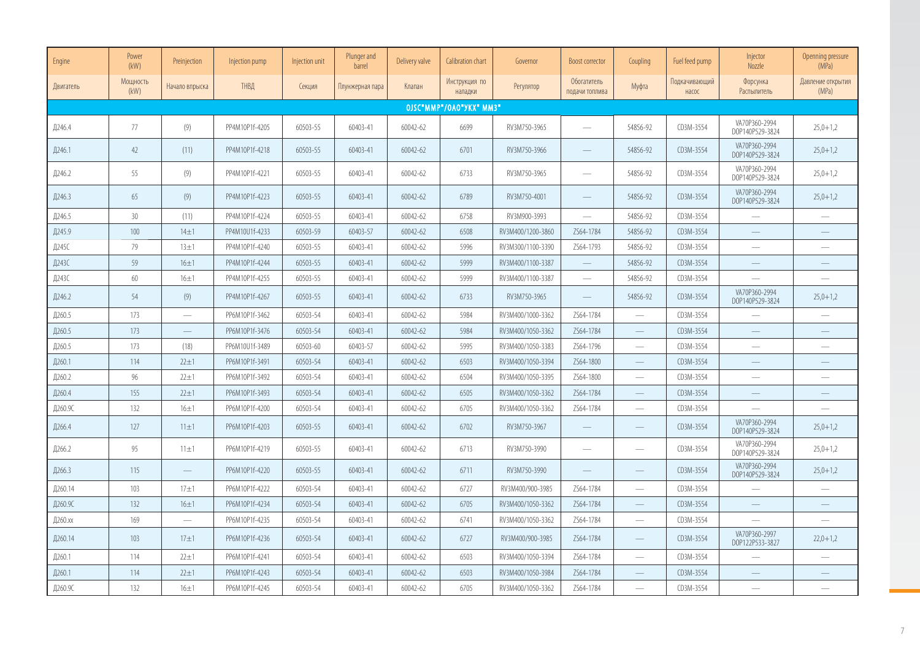| Engine | Power (kW) | Preinjection | Injection pump | Injection unit | Plunger and barrel | Delivery valve | Calibration chart | Governor | Boost corrector | Coupling | Fuel feed pump | Injector Nozzle | Openning pressure (MPa) |
|---|---|---|---|---|---|---|---|---|---|---|---|---|---|
| Двигатель | Мощность (kW) | Начало впрыска | ТНВД | Секция | Плунжерная пара | Клапан | Инструкция по наладки | Регулятор | Обогатитель подачи топлива | Муфта | Подкачивающий насос | Форсунка Распылитель | Давление открытия (MPa) |
| **OJSC"MMP"/ОАО"УКХ" ММЗ"** | | | | | | | | | | | | | |
| Д246.4 | 77 | (9) | PP4M10P1f-4205 | 60503-55 | 60403-41 | 60042-62 | 6699 | RV3M750-3965 | — | 54856-92 | CD3M-3554 | VA70P360-2994 DOP140P529-3824 | 25,0+1,2 |
| Д246.1 | 42 | (11) | PP4M10P1f-4218 | 60503-55 | 60403-41 | 60042-62 | 6701 | RV3M750-3966 | — | 54856-92 | CD3M-3554 | VA70P360-2994 DOP140P529-3824 | 25,0+1,2 |
| Д246.2 | 55 | (9) | PP4M10P1f-4221 | 60503-55 | 60403-41 | 60042-62 | 6733 | RV3M750-3965 | — | 54856-92 | CD3M-3554 | VA70P360-2994 DOP140P529-3824 | 25,0+1,2 |
| Д246.3 | 65 | (9) | PP4M10P1f-4223 | 60503-55 | 60403-41 | 60042-62 | 6789 | RV3M750-4001 | — | 54856-92 | CD3M-3554 | VA70P360-2994 DOP140P529-3824 | 25,0+1,2 |
| Д246.5 | 30 | (11) | PP4M10P1f-4224 | 60503-55 | 60403-41 | 60042-62 | 6758 | RV3M900-3993 | — | 54856-92 | CD3M-3554 | — | — |
| Д245.9 | 100 | 14±1 | PP4M10U1f-4233 | 60503-59 | 60403-57 | 60042-62 | 6508 | RV3M400/1200-3860 | ZS64-1784 | 54856-92 | CD3M-3554 | — | — |
| Д245С | 79 | 13±1 | PP4M10P1f-4240 | 60503-55 | 60403-41 | 60042-62 | 5996 | RV3M300/1100-3390 | ZS64-1793 | 54856-92 | CD3M-3554 | — | — |
| Д243С | 59 | 16±1 | PP4M10P1f-4244 | 60503-55 | 60403-41 | 60042-62 | 5999 | RV3M400/1100-3387 | — | 54856-92 | CD3M-3554 | — | — |
| Д243С | 60 | 16±1 | PP4M10P1f-4255 | 60503-55 | 60403-41 | 60042-62 | 5999 | RV3M400/1100-3387 | — | 54856-92 | CD3M-3554 | — | — |
| Д246.2 | 54 | (9) | PP4M10P1f-4267 | 60503-55 | 60403-41 | 60042-62 | 6733 | RV3M750-3965 | — | 54856-92 | CD3M-3554 | VA70P360-2994 DOP140P529-3824 | 25,0+1,2 |
| Д260.5 | 173 | — | PP6M10P1f-3462 | 60503-54 | 60403-41 | 60042-62 | 5984 | RV3M400/1000-3362 | ZS64-1784 | — | CD3M-3554 | — | — |
| Д260.5 | 173 | — | PP6M10P1f-3476 | 60503-54 | 60403-41 | 60042-62 | 5984 | RV3M400/1050-3362 | ZS64-1784 | — | CD3M-3554 | — | — |
| Д260.5 | 173 | (18) | PP6M10U1f-3489 | 60503-60 | 60403-57 | 60042-62 | 5995 | RV3M400/1050-3383 | ZS64-1796 | — | CD3M-3554 | — | — |
| Д260.1 | 114 | 22±1 | PP6M10P1f-3491 | 60503-54 | 60403-41 | 60042-62 | 6503 | RV3M400/1050-3394 | ZS64-1800 | — | CD3M-3554 | — | — |
| Д260.2 | 96 | 22±1 | PP6M10P1f-3492 | 60503-54 | 60403-41 | 60042-62 | 6504 | RV3M400/1050-3395 | ZS64-1800 | — | CD3M-3554 | — | — |
| Д260.4 | 155 | 22±1 | PP6M10P1f-3493 | 60503-54 | 60403-41 | 60042-62 | 6505 | RV3M400/1050-3362 | ZS64-1784 | — | CD3M-3554 | — | — |
| Д260.9С | 132 | 16±1 | PP6M10P1f-4200 | 60503-54 | 60403-41 | 60042-62 | 6705 | RV3M400/1050-3362 | ZS64-1784 | — | CD3M-3554 | — | — |
| Д266.4 | 127 | 11±1 | PP6M10P1f-4203 | 60503-55 | 60403-41 | 60042-62 | 6702 | RV3M750-3967 | — | — | CD3M-3554 | VA70P360-2994 DOP140P529-3824 | 25,0+1,2 |
| Д266.2 | 95 | 11±1 | PP6M10P1f-4219 | 60503-55 | 60403-41 | 60042-62 | 6713 | RV3M750-3990 | — | — | CD3M-3554 | VA70P360-2994 DOP140P529-3824 | 25,0+1,2 |
| Д266.3 | 115 | — | PP6M10P1f-4220 | 60503-55 | 60403-41 | 60042-62 | 6711 | RV3M750-3990 | — | — | CD3M-3554 | VA70P360-2994 DOP140P529-3824 | 25,0+1,2 |
| Д260.14 | 103 | 17±1 | PP6M10P1f-4222 | 60503-54 | 60403-41 | 60042-62 | 6727 | RV3M400/900-3985 | ZS64-1784 | — | CD3M-3554 | — | — |
| Д260.9С | 132 | 16±1 | PP6M10P1f-4234 | 60503-54 | 60403-41 | 60042-62 | 6705 | RV3M400/1050-3362 | ZS64-1784 | — | CD3M-3554 | — | — |
| Д260.хх | 169 | — | PP6M10P1f-4235 | 60503-54 | 60403-41 | 60042-62 | 6741 | RV3M400/1050-3362 | ZS64-1784 | — | CD3M-3554 | — | — |
| Д260.14 | 103 | 17±1 | PP6M10P1f-4236 | 60503-54 | 60403-41 | 60042-62 | 6727 | RV3M400/900-3985 | ZS64-1784 | — | CD3M-3554 | VA70P360-2997 DOP122P533-3827 | 22,0+1,2 |
| Д260.1 | 114 | 22±1 | PP6M10P1f-4241 | 60503-54 | 60403-41 | 60042-62 | 6503 | RV3M400/1050-3394 | ZS64-1784 | — | CD3M-3554 | — | — |
| Д260.1 | 114 | 22±1 | PP6M10P1f-4243 | 60503-54 | 60403-41 | 60042-62 | 6503 | RV3M400/1050-3984 | ZS64-1784 | — | CD3M-3554 | — | — |
| Д260.9С | 132 | 16±1 | PP6M10P1f-4245 | 60503-54 | 60403-41 | 60042-62 | 6705 | RV3M400/1050-3362 | ZS64-1784 | — | CD3M-3554 | — | — |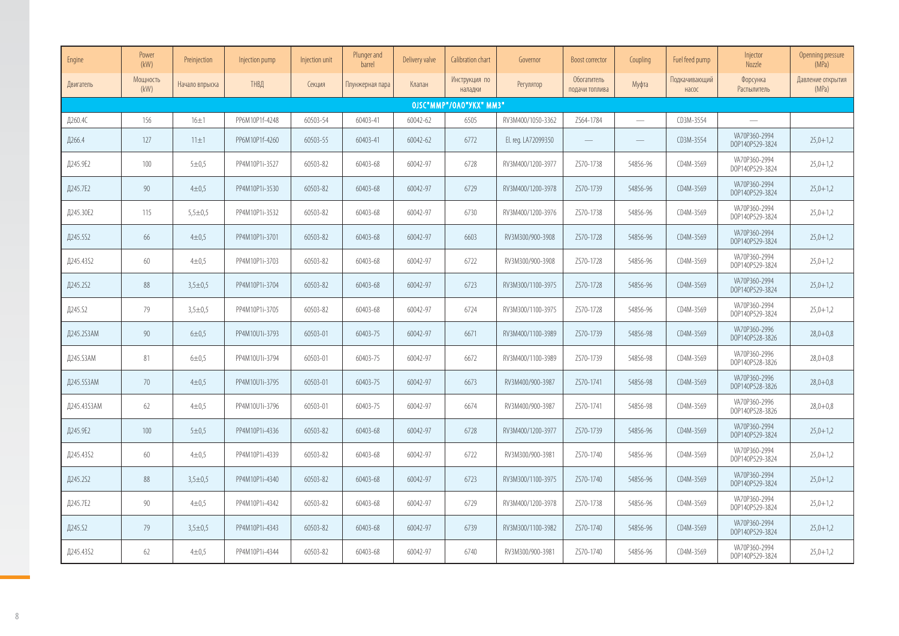| Engine | Power (kW) | Preinjection | Injection pump | Injection unit | Plunger and barrel | Delivery valve | Calibration chart | Governor | Boost corrector | Coupling | Fuel feed pump | Injector Nozzle | Openning pressure (MPa) |
|---|---|---|---|---|---|---|---|---|---|---|---|---|---|
| Двигатель | Мощность (kW) | Начало впрыска | ТНВД | Секция | Плунжерная пара | Клапан | Инструкция по наладки | Регулятор | Обогатитель подачи топлива | Муфта | Подкачивающий насос | Форсунка Распылитель | Давление открытия (MPa) |
| OJSC"MMP"/ОАО"УКХ" ММЗ" | | | | | | | | | | | | | |
| Д260.4С | 156 | 16±1 | PP6M10P1f-4248 | 60503-54 | 60403-41 | 60042-62 | 6505 | RV3M400/1050-3362 | ZS64-1784 | — | CD3M-3554 | — | |
| Д266.4 | 127 | 11±1 | PP6M10P1f-4260 | 60503-55 | 60403-41 | 60042-62 | 6772 | El. reg. LA72099350 | — | — | CD3M-3554 | VA70P360-2994 DOP140P529-3824 | 25,0+1,2 |
| Д245.9Е2 | 100 | 5±0,5 | PP4M10P1i-3527 | 60503-82 | 60403-68 | 60042-97 | 6728 | RV3M400/1200-3977 | ZS70-1738 | 54856-96 | CD4M-3569 | VA70P360-2994 DOP140P529-3824 | 25,0+1,2 |
| Д245.7Е2 | 90 | 4±0,5 | PP4M10P1i-3530 | 60503-82 | 60403-68 | 60042-97 | 6729 | RV3M400/1200-3978 | ZS70-1739 | 54856-96 | CD4M-3569 | VA70P360-2994 DOP140P529-3824 | 25,0+1,2 |
| Д245.30Е2 | 115 | 5,5±0,5 | PP4M10P1i-3532 | 60503-82 | 60403-68 | 60042-97 | 6730 | RV3M400/1200-3976 | ZS70-1738 | 54856-96 | CD4M-3569 | VA70P360-2994 DOP140P529-3824 | 25,0+1,2 |
| Д245.5S2 | 66 | 4±0,5 | PP4M10P1i-3701 | 60503-82 | 60403-68 | 60042-97 | 6603 | RV3M300/900-3908 | ZS70-1728 | 54856-96 | CD4M-3569 | VA70P360-2994 DOP140P529-3824 | 25,0+1,2 |
| Д245.43S2 | 60 | 4±0,5 | PP4M10P1i-3703 | 60503-82 | 60403-68 | 60042-97 | 6722 | RV3M300/900-3908 | ZS70-1728 | 54856-96 | CD4M-3569 | VA70P360-2994 DOP140P529-3824 | 25,0+1,2 |
| Д245.2S2 | 88 | 3,5±0,5 | PP4M10P1i-3704 | 60503-82 | 60403-68 | 60042-97 | 6723 | RV3M300/1100-3975 | ZS70-1728 | 54856-96 | CD4M-3569 | VA70P360-2994 DOP140P529-3824 | 25,0+1,2 |
| Д245.S2 | 79 | 3,5±0,5 | PP4M10P1i-3705 | 60503-82 | 60403-68 | 60042-97 | 6724 | RV3M300/1100-3975 | ZS70-1728 | 54856-96 | CD4M-3569 | VA70P360-2994 DOP140P529-3824 | 25,0+1,2 |
| Д245.2S3AM | 90 | 6±0,5 | PP4M10U1i-3793 | 60503-01 | 60403-75 | 60042-97 | 6671 | RV3M400/1100-3989 | ZS70-1739 | 54856-98 | CD4M-3569 | VA70P360-2996 DOP140P528-3826 | 28,0+0,8 |
| Д245.S3AM | 81 | 6±0,5 | PP4M10U1i-3794 | 60503-01 | 60403-75 | 60042-97 | 6672 | RV3M400/1100-3989 | ZS70-1739 | 54856-98 | CD4M-3569 | VA70P360-2996 DOP140P528-3826 | 28,0+0,8 |
| Д245.5S3AM | 70 | 4±0,5 | PP4M10U1i-3795 | 60503-01 | 60403-75 | 60042-97 | 6673 | RV3M400/900-3987 | ZS70-1741 | 54856-98 | CD4M-3569 | VA70P360-2996 DOP140P528-3826 | 28,0+0,8 |
| Д245.43S3AM | 62 | 4±0,5 | PP4M10U1i-3796 | 60503-01 | 60403-75 | 60042-97 | 6674 | RV3M400/900-3987 | ZS70-1741 | 54856-98 | CD4M-3569 | VA70P360-2996 DOP140P528-3826 | 28,0+0,8 |
| Д245.9Е2 | 100 | 5±0,5 | PP4M10P1i-4336 | 60503-82 | 60403-68 | 60042-97 | 6728 | RV3M400/1200-3977 | ZS70-1739 | 54856-96 | CD4M-3569 | VA70P360-2994 DOP140P529-3824 | 25,0+1,2 |
| Д245.43S2 | 60 | 4±0,5 | PP4M10P1i-4339 | 60503-82 | 60403-68 | 60042-97 | 6722 | RV3M300/900-3981 | ZS70-1740 | 54856-96 | CD4M-3569 | VA70P360-2994 DOP140P529-3824 | 25,0+1,2 |
| Д245.2S2 | 88 | 3,5±0,5 | PP4M10P1i-4340 | 60503-82 | 60403-68 | 60042-97 | 6723 | RV3M300/1100-3975 | ZS70-1740 | 54856-96 | CD4M-3569 | VA70P360-2994 DOP140P529-3824 | 25,0+1,2 |
| Д245.7Е2 | 90 | 4±0,5 | PP4M10P1i-4342 | 60503-82 | 60403-68 | 60042-97 | 6729 | RV3M400/1200-3978 | ZS70-1738 | 54856-96 | CD4M-3569 | VA70P360-2994 DOP140P529-3824 | 25,0+1,2 |
| Д245.S2 | 79 | 3,5±0,5 | PP4M10P1i-4343 | 60503-82 | 60403-68 | 60042-97 | 6739 | RV3M300/1100-3982 | ZS70-1740 | 54856-96 | CD4M-3569 | VA70P360-2994 DOP140P529-3824 | 25,0+1,2 |
| Д245.43S2 | 62 | 4±0,5 | PP4M10P1i-4344 | 60503-82 | 60403-68 | 60042-97 | 6740 | RV3M300/900-3981 | ZS70-1740 | 54856-96 | CD4M-3569 | VA70P360-2994 DOP140P529-3824 | 25,0+1,2 |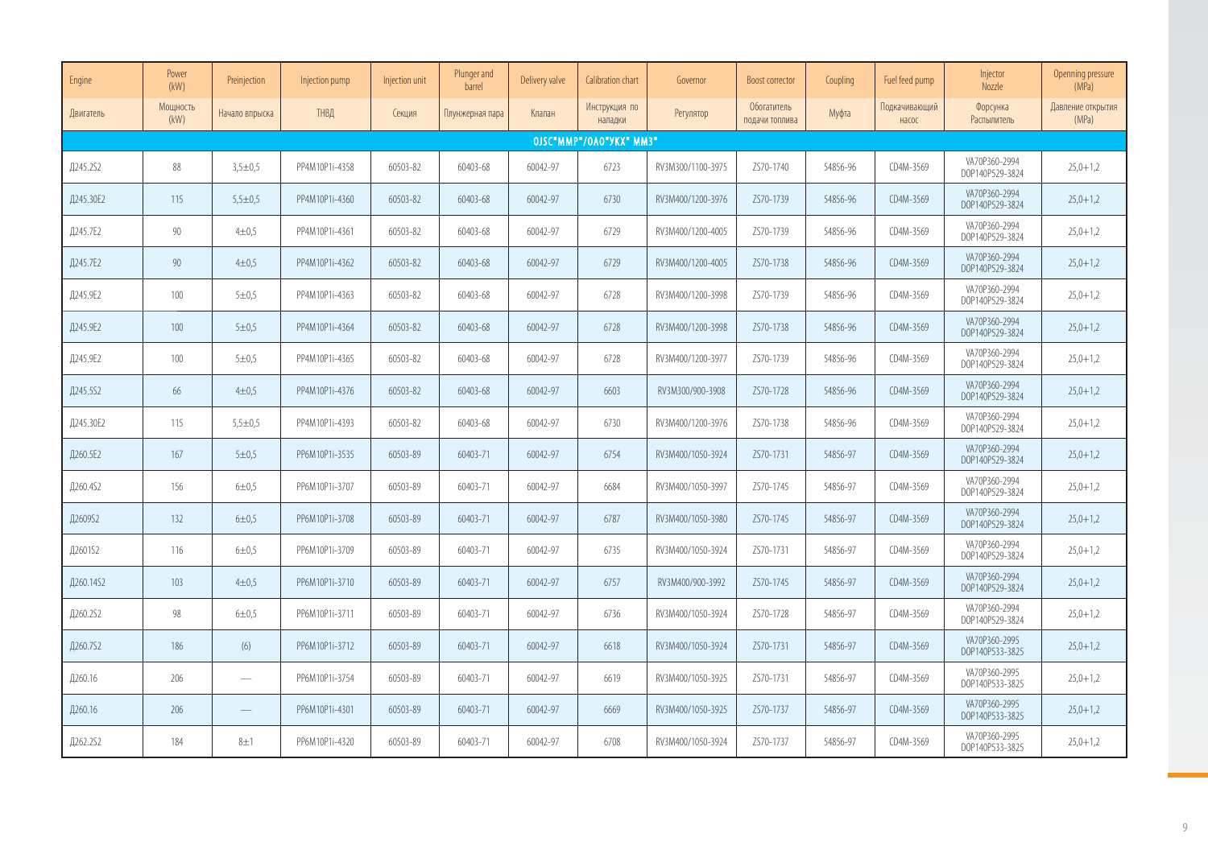| Engine | Power (kW) | Preinjection | Injection pump | Injection unit | Plunger and barrel | Delivery valve | Calibration chart | Governor | Boost corrector | Coupling | Fuel feed pump | Injector Nozzle | Openning pressure (MPa) |
|---|---|---|---|---|---|---|---|---|---|---|---|---|---|
| Двигатель | Мощность (kW) | Начало впрыска | ТНВД | Секция | Плунжерная пара | Клапан | Инструкция по наладки | Регулятор | Обогатитель подачи топлива | Муфта | Подкачивающий насос | Форсунка Распылитель | Давление открытия (MPa) |
| OJSC"MMP"/OAO"УКХ" ММЗ" | | | | | | | | | | | | | |
| Д245.2S2 | 88 | 3,5±0,5 | PP4M10P1i-4358 | 60503-82 | 60403-68 | 60042-97 | 6723 | RV3M300/1100-3975 | ZS70-1740 | 54856-96 | CD4M-3569 | VA70P360-2994 DOP140P529-3824 | 25,0+1,2 |
| Д245.30E2 | 115 | 5,5±0,5 | PP4M10P1i-4360 | 60503-82 | 60403-68 | 60042-97 | 6730 | RV3M400/1200-3976 | ZS70-1739 | 54856-96 | CD4M-3569 | VA70P360-2994 DOP140P529-3824 | 25,0+1,2 |
| Д245.7E2 | 90 | 4±0,5 | PP4M10P1i-4361 | 60503-82 | 60403-68 | 60042-97 | 6729 | RV3M400/1200-4005 | ZS70-1739 | 54856-96 | CD4M-3569 | VA70P360-2994 DOP140P529-3824 | 25,0+1,2 |
| Д245.7E2 | 90 | 4±0,5 | PP4M10P1i-4362 | 60503-82 | 60403-68 | 60042-97 | 6729 | RV3M400/1200-4005 | ZS70-1738 | 54856-96 | CD4M-3569 | VA70P360-2994 DOP140P529-3824 | 25,0+1,2 |
| Д245.9E2 | 100 | 5±0,5 | PP4M10P1i-4363 | 60503-82 | 60403-68 | 60042-97 | 6728 | RV3M400/1200-3998 | ZS70-1739 | 54856-96 | CD4M-3569 | VA70P360-2994 DOP140P529-3824 | 25,0+1,2 |
| Д245.9E2 | 100 | 5±0,5 | PP4M10P1i-4364 | 60503-82 | 60403-68 | 60042-97 | 6728 | RV3M400/1200-3998 | ZS70-1738 | 54856-96 | CD4M-3569 | VA70P360-2994 DOP140P529-3824 | 25,0+1,2 |
| Д245.9E2 | 100 | 5±0,5 | PP4M10P1i-4365 | 60503-82 | 60403-68 | 60042-97 | 6728 | RV3M400/1200-3977 | ZS70-1739 | 54856-96 | CD4M-3569 | VA70P360-2994 DOP140P529-3824 | 25,0+1,2 |
| Д245.5S2 | 66 | 4±0,5 | PP4M10P1i-4376 | 60503-82 | 60403-68 | 60042-97 | 6603 | RV3M300/900-3908 | ZS70-1728 | 54856-96 | CD4M-3569 | VA70P360-2994 DOP140P529-3824 | 25,0+1,2 |
| Д245.30E2 | 115 | 5,5±0,5 | PP4M10P1i-4393 | 60503-82 | 60403-68 | 60042-97 | 6730 | RV3M400/1200-3976 | ZS70-1738 | 54856-96 | CD4M-3569 | VA70P360-2994 DOP140P529-3824 | 25,0+1,2 |
| Д260.5E2 | 167 | 5±0,5 | PP6M10P1i-3535 | 60503-89 | 60403-71 | 60042-97 | 6754 | RV3M400/1050-3924 | ZS70-1731 | 54856-97 | CD4M-3569 | VA70P360-2994 DOP140P529-3824 | 25,0+1,2 |
| Д260.4S2 | 156 | 6±0,5 | PP6M10P1i-3707 | 60503-89 | 60403-71 | 60042-97 | 6684 | RV3M400/1050-3997 | ZS70-1745 | 54856-97 | CD4M-3569 | VA70P360-2994 DOP140P529-3824 | 25,0+1,2 |
| Д2609S2 | 132 | 6±0,5 | PP6M10P1i-3708 | 60503-89 | 60403-71 | 60042-97 | 6787 | RV3M400/1050-3980 | ZS70-1745 | 54856-97 | CD4M-3569 | VA70P360-2994 DOP140P529-3824 | 25,0+1,2 |
| Д2601S2 | 116 | 6±0,5 | PP6M10P1i-3709 | 60503-89 | 60403-71 | 60042-97 | 6735 | RV3M400/1050-3924 | ZS70-1731 | 54856-97 | CD4M-3569 | VA70P360-2994 DOP140P529-3824 | 25,0+1,2 |
| Д260.14S2 | 103 | 4±0,5 | PP6M10P1i-3710 | 60503-89 | 60403-71 | 60042-97 | 6757 | RV3M400/900-3992 | ZS70-1745 | 54856-97 | CD4M-3569 | VA70P360-2994 DOP140P529-3824 | 25,0+1,2 |
| Д260.2S2 | 98 | 6±0,5 | PP6M10P1i-3711 | 60503-89 | 60403-71 | 60042-97 | 6736 | RV3M400/1050-3924 | ZS70-1728 | 54856-97 | CD4M-3569 | VA70P360-2994 DOP140P529-3824 | 25,0+1,2 |
| Д260.7S2 | 186 | (6) | PP6M10P1i-3712 | 60503-89 | 60403-71 | 60042-97 | 6618 | RV3M400/1050-3924 | ZS70-1731 | 54856-97 | CD4M-3569 | VA70P360-2995 DOP140P533-3825 | 25,0+1,2 |
| Д260.16 | 206 | — | PP6M10P1i-3754 | 60503-89 | 60403-71 | 60042-97 | 6619 | RV3M400/1050-3925 | ZS70-1731 | 54856-97 | CD4M-3569 | VA70P360-2995 DOP140P533-3825 | 25,0+1,2 |
| Д260.16 | 206 | — | PP6M10P1i-4301 | 60503-89 | 60403-71 | 60042-97 | 6669 | RV3M400/1050-3925 | ZS70-1737 | 54856-97 | CD4M-3569 | VA70P360-2995 DOP140P533-3825 | 25,0+1,2 |
| Д262.2S2 | 184 | 8±1 | PP6M10P1i-4320 | 60503-89 | 60403-71 | 60042-97 | 6708 | RV3M400/1050-3924 | ZS70-1737 | 54856-97 | CD4M-3569 | VA70P360-2995 DOP140P533-3825 | 25,0+1,2 |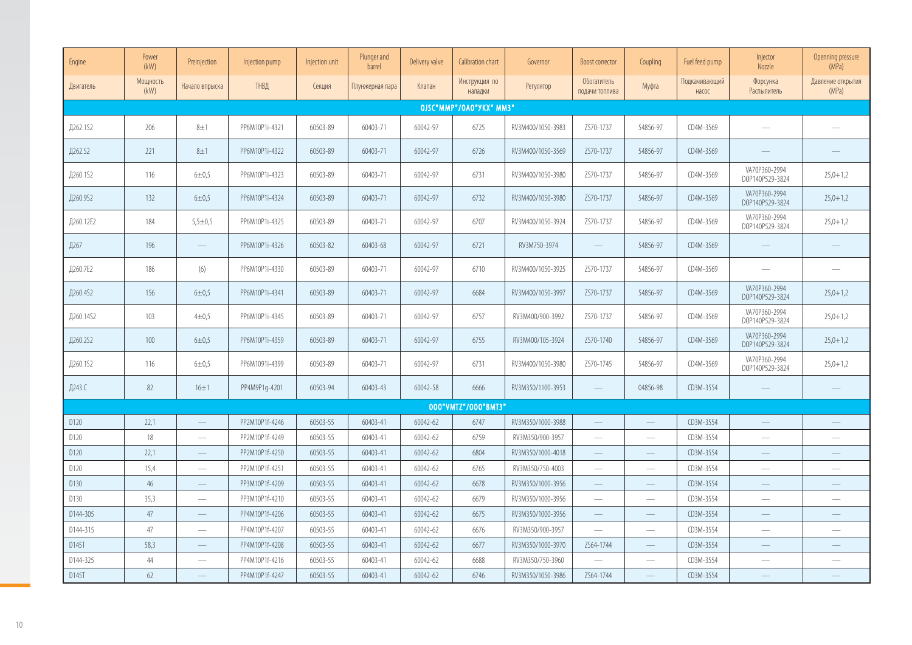| Engine | Power (kW) | Preinjection | Injection pump | Injection unit | Plunger and barrel | Delivery valve | Calibration chart | Governor | Boost corrector | Coupling | Fuel feed pump | Injector Nozzle | Openning pressure (MPa) |
|---|---|---|---|---|---|---|---|---|---|---|---|---|---|
| Двигатель | Мощность (kW) | Начало впрыска | ТНВД | Секция | Плунжерная пара | Клапан | Инструкция по наладки | Регулятор | Обогатитель подачи топлива | Муфта | Подкачивающий насос | Форсунка Распылитель | Давление открытия (MPa) |
| **OJSC"MMP"/ОАО"УКХ" ММЗ"** | | | | | | | | | | | | | |
| Д262.1S2 | 206 | 8±1 | PP6M10P1i-4321 | 60503-89 | 60403-71 | 60042-97 | 6725 | RV3M400/1050-3983 | ZS70-1737 | 54856-97 | CD4M-3569 | — | — |
| Д262.S2 | 221 | 8±1 | PP6M10P1i-4322 | 60503-89 | 60403-71 | 60042-97 | 6726 | RV3M400/1050-3569 | ZS70-1737 | 54856-97 | CD4M-3569 | — | — |
| Д260.1S2 | 116 | 6±0,5 | PP6M10P1i-4323 | 60503-89 | 60403-71 | 60042-97 | 6731 | RV3M400/1050-3980 | ZS70-1737 | 54856-97 | CD4M-3569 | VA70P360-2994 DOP140P529-3824 | 25,0+1,2 |
| Д260.9S2 | 132 | 6±0,5 | PP6M10P1i-4324 | 60503-89 | 60403-71 | 60042-97 | 6732 | RV3M400/1050-3980 | ZS70-1737 | 54856-97 | CD4M-3569 | VA70P360-2994 DOP140P529-3824 | 25,0+1,2 |
| Д260.12E2 | 184 | 5,5±0,5 | PP6M10P1i-4325 | 60503-89 | 60403-71 | 60042-97 | 6707 | RV3M400/1050-3924 | ZS70-1737 | 54856-97 | CD4M-3569 | VA70P360-2994 DOP140P529-3824 | 25,0+1,2 |
| Д267 | 196 | — | PP6M10P1i-4326 | 60503-82 | 60403-68 | 60042-97 | 6721 | RV3M750-3974 | — | 54856-97 | CD4M-3569 | — | — |
| Д260.7E2 | 186 | (6) | PP6M10P1i-4330 | 60503-89 | 60403-71 | 60042-97 | 6710 | RV3M400/1050-3925 | ZS70-1737 | 54856-97 | CD4M-3569 | — | — |
| Д260.4S2 | 156 | 6±0,5 | PP6M10P1i-4341 | 60503-89 | 60403-71 | 60042-97 | 6684 | RV3M400/1050-3997 | ZS70-1737 | 54856-97 | CD4M-3569 | VA70P360-2994 DOP140P529-3824 | 25,0+1,2 |
| Д260.14S2 | 103 | 4±0,5 | PP6M10P1i-4345 | 60503-89 | 60403-71 | 60042-97 | 6757 | RV3M400/900-3992 | ZS70-1737 | 54856-97 | CD4M-3569 | VA70P360-2994 DOP140P529-3824 | 25,0+1,2 |
| Д260.2S2 | 100 | 6±0,5 | PP6M10P1i-4359 | 60503-89 | 60403-71 | 60042-97 | 6755 | RV3M400/105-3924 | ZS70-1740 | 54856-97 | CD4M-3569 | VA70P360-2994 DOP140P529-3824 | 25,0+1,2 |
| Д260.1S2 | 116 | 6±0,5 | PP6M1091i-4399 | 60503-89 | 60403-71 | 60042-97 | 6731 | RV3M400/1050-3980 | ZS70-1745 | 54856-97 | CD4M-3569 | VA70P360-2994 DOP140P529-3824 | 25,0+1,2 |
| Д243.С | 82 | 16±1 | PP4M9P1g-4201 | 60503-94 | 60403-43 | 60042-58 | 6666 | RV3M350/1100-3953 | — | 04856-98 | CD3M-3554 | — | — |
| **OOO"VMTZ"/ООО"ВМТЗ"** | | | | | | | | | | | | | |
| D120 | 22,1 | — | PP2M10P1f-4246 | 60503-55 | 60403-41 | 60042-62 | 6747 | RV3M350/1000-3988 | — | — | CD3M-3554 | — | — |
| D120 | 18 | — | PP2M10P1f-4249 | 60503-55 | 60403-41 | 60042-62 | 6759 | RV3M350/900-3957 | — | — | CD3M-3554 | — | — |
| D120 | 22,1 | — | PP2M10P1f-4250 | 60503-55 | 60403-41 | 60042-62 | 6804 | RV3M350/1000-4018 | — | — | CD3M-3554 | — | — |
| D120 | 15,4 | — | PP2M10P1f-4251 | 60503-55 | 60403-41 | 60042-62 | 6765 | RV3M350/750-4003 | — | — | CD3M-3554 | — | — |
| D130 | 46 | — | PP3M10P1f-4209 | 60503-55 | 60403-41 | 60042-62 | 6678 | RV3M350/1000-3956 | — | — | CD3M-3554 | — | — |
| D130 | 35,3 | — | PP3M10P1f-4210 | 60503-55 | 60403-41 | 60042-62 | 6679 | RV3M350/1000-3956 | — | — | CD3M-3554 | — | — |
| D144-305 | 47 | — | PP4M10P1f-4206 | 60503-55 | 60403-41 | 60042-62 | 6675 | RV3M350/1000-3956 | — | — | CD3M-3554 | — | — |
| D144-315 | 47 | — | PP4M10P1f-4207 | 60503-55 | 60403-41 | 60042-62 | 6676 | RV3M350/900-3957 | — | — | CD3M-3554 | — | — |
| D145T | 58,3 | — | PP4M10P1f-4208 | 60503-55 | 60403-41 | 60042-62 | 6677 | RV3M350/1000-3970 | ZS64-1744 | — | CD3M-3554 | — | — |
| D144-325 | 44 | — | PP4M10P1f-4216 | 60503-55 | 60403-41 | 60042-62 | 6688 | RV3M350/750-3960 | — | — | CD3M-3554 | — | — |
| D145T | 62 | — | PP4M10P1f-4247 | 60503-55 | 60403-41 | 60042-62 | 6746 | RV3M350/1050-3986 | ZS64-1744 | — | CD3M-3554 | — | — |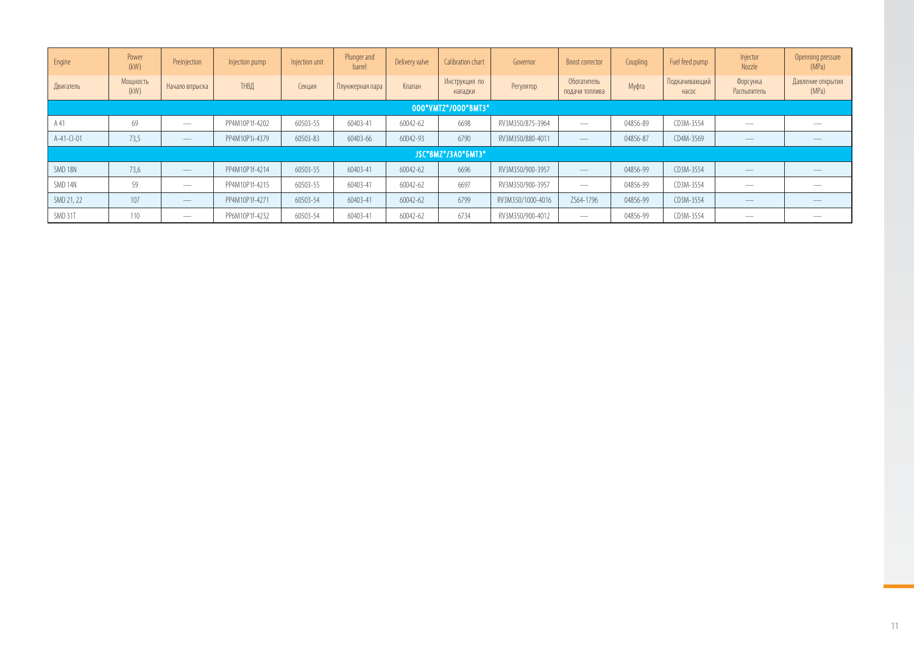| Engine | Power (kW) | Preinjection | Injection pump | Injection unit | Plunger and barrel | Delivery valve | Calibration chart | Governor | Boost corrector | Coupling | Fuel feed pump | Injector Nozzle | Openning pressure (MPa) |
|---|---|---|---|---|---|---|---|---|---|---|---|---|---|
| Двигатель | Мощность (kW) | Начало впрыска | ТНВД | Секция | Плунжерная пара | Клапан | Инструкция по наладки | Регулятор | Обогатитель подачи топлива | Муфта | Подкачивающий насос | Форсунка Распылитель | Давление открытия (MPa) |
| **OOO"VMTZ"/OOO"ВМТЗ"** | | | | | | | | | | | | | |
| A 41 | 69 | — | PP4M10P1f-4202 | 60503-55 | 60403-41 | 60042-62 | 6698 | RV3M350/875-3964 | — | 04856-89 | CD3M-3554 | — | — |
| A-41-CI-01 | 73,5 | — | PP4M10P1i-4379 | 60503-83 | 60403-66 | 60042-93 | 6790 | RV3M350/880-4011 | — | 04856-87 | CD4M-3569 | — | — |
| **JSC"BMZ"/ЗАО"БМТЗ"** | | | | | | | | | | | | | |
| SMD 18N | 73,6 | — | PP4M10P1f-4214 | 60503-55 | 60403-41 | 60042-62 | 6696 | RV3M350/900-3957 | — | 04856-99 | CD3M-3554 | — | — |
| SMD 14N | 59 | — | PP4M10P1f-4215 | 60503-55 | 60403-41 | 60042-62 | 6697 | RV3M350/900-3957 | — | 04856-99 | CD3M-3554 | — | — |
| SMD 21, 22 | 107 | — | PP4M10P1f-4271 | 60503-54 | 60403-41 | 60042-62 | 6799 | RV3M350/1000-4016 | ZS64-1796 | 04856-99 | CD3M-3554 | — | — |
| SMD 31T | 110 | — | PP6M10P1f-4232 | 60503-54 | 60403-41 | 60042-62 | 6734 | RV3M350/900-4012 | — | 04856-99 | CD3M-3554 | — | — |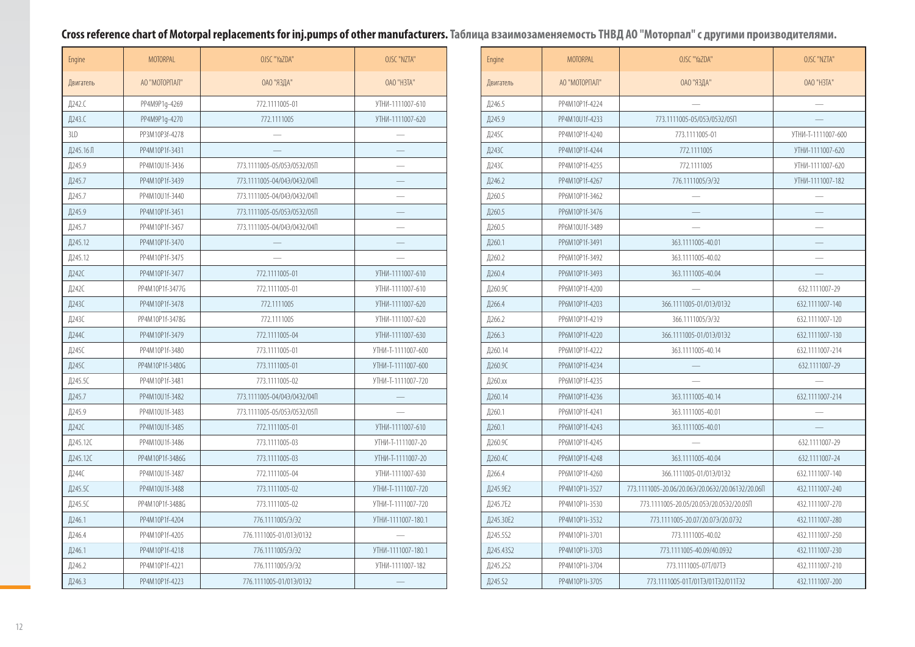**Cross reference chart of Motorpal replacements for inj.pumps of other manufacturers.** **Таблица взаимозаменяемость ТНВД АО "Моторпал" с другими производителями.**

| Engine | MOTORPAL | OJSC "YaZDA" | OJSC "NZTA" |
|---|---|---|---|
| Двигатель | АО "МОТОРПАЛ" | ОАО "ЯЗДА" | ОАО "НЗТА" |
| Д242.С | PP4M9P1g-4269 | 772.1111005-01 | УТНИ-1111007-610 |
| Д243.С | PP4M9P1g-4270 | 772.1111005 | УТНИ-1111007-620 |
| 3LD | PP3M10P3f-4278 | — | — |
| Д245.16Л | PP4M10P1f-3431 | — | — |
| Д245.9 | PP4M10U1f-3436 | 773.1111005-05/05Э/05Э2/05П | — |
| Д245.7 | PP4M10P1f-3439 | 773.1111005-04/04Э/04Э2/04П | — |
| Д245.7 | PP4M10U1f-3440 | 773.1111005-04/04Э/04Э2/04П | — |
| Д245.9 | PP4M10P1f-3451 | 773.1111005-05/05Э/05Э2/05П | — |
| Д245.7 | PP4M10P1f-3457 | 773.1111005-04/04Э/04Э2/04П | — |
| Д245.12 | PP4M10P1f-3470 | — | — |
| Д245.12 | PP4M10P1f-3475 | — | — |
| Д242С | PP4M10P1f-3477 | 772.1111005-01 | УТНИ-1111007-610 |
| Д242С | PP4M10P1f-3477G | 772.1111005-01 | УТНИ-1111007-610 |
| Д243С | PP4M10P1f-3478 | 772.1111005 | УТНИ-1111007-620 |
| Д243С | PP4M10P1f-3478G | 772.1111005 | УТНИ-1111007-620 |
| Д244С | PP4M10P1f-3479 | 772.1111005-04 | УТНИ-1111007-630 |
| Д245С | PP4M10P1f-3480 | 773.1111005-01 | УТНИ-Т-1111007-600 |
| Д245С | PP4M10P1f-3480G | 773.1111005-01 | УТНИ-Т-1111007-600 |
| Д245.5С | PP4M10P1f-3481 | 773.1111005-02 | УТНИ-Т-1111007-720 |
| Д245.7 | PP4M10U1f-3482 | 773.1111005-04/04Э/04Э2/04П | — |
| Д245.9 | PP4M10U1f-3483 | 773.1111005-05/05Э/05Э2/05П | — |
| Д242С | PP4M10U1f-3485 | 772.1111005-01 | УТНИ-1111007-610 |
| Д245.12С | PP4M10U1f-3486 | 773.1111005-03 | УТНИ-Т-1111007-20 |
| Д245.12С | PP4M10P1f-3486G | 773.1111005-03 | УТНИ-Т-1111007-20 |
| Д244С | PP4M10U1f-3487 | 772.1111005-04 | УТНИ-1111007-630 |
| Д245.5С | PP4M10U1f-3488 | 773.1111005-02 | УТНИ-Т-1111007-720 |
| Д245.5С | PP4M10P1f-3488G | 773.1111005-02 | УТНИ-Т-1111007-720 |
| Д246.1 | PP4M10P1f-4204 | 776.1111005/Э/Э2 | УТНИ-1111007-180.1 |
| Д246.4 | PP4M10P1f-4205 | 776.1111005-01/01Э/01Э2 | — |
| Д246.1 | PP4M10P1f-4218 | 776.1111005/Э/Э2 | УТНИ-1111007-180.1 |
| Д246.2 | PP4M10P1f-4221 | 776.1111005/Э/Э2 | УТНИ-1111007-182 |
| Д246.3 | PP4M10P1f-4223 | 776.1111005-01/01Э/01Э2 | — |
| Д246.5 | PP4M10P1f-4224 | — | — |
| Д245.9 | PP4M10U1f-4233 | 773.1111005-05/05Э/05Э2/05П | — |
| Д245С | PP4M10P1f-4240 | 773.1111005-01 | УТНИ-Т-1111007-600 |
| Д243С | PP4M10P1f-4244 | 772.1111005 | УТНИ-1111007-620 |
| Д243С | PP4M10P1f-4255 | 772.1111005 | УТНИ-1111007-620 |
| Д246.2 | PP4M10P1f-4267 | 776.1111005/Э/Э2 | УТНИ-1111007-182 |
| Д260.5 | PP6M10P1f-3462 | — | — |
| Д260.5 | PP6M10P1f-3476 | — | — |
| Д260.5 | PP6M10U1f-3489 | — | — |
| Д260.1 | PP6M10P1f-3491 | 363.1111005-40.01 | — |
| Д260.2 | PP6M10P1f-3492 | 363.1111005-40.02 | — |
| Д260.4 | PP6M10P1f-3493 | 363.1111005-40.04 | — |
| Д260.9С | PP6M10P1f-4200 | — | 632.1111007-29 |
| Д266.4 | PP6M10P1f-4203 | 366.1111005-01/01Э/01Э2 | 632.1111007-140 |
| Д266.2 | PP6M10P1f-4219 | 366.1111005/Э/Э2 | 632.1111007-120 |
| Д266.3 | PP6M10P1f-4220 | 366.1111005-01/01Э/01Э2 | 632.1111007-130 |
| Д260.14 | PP6M10P1f-4222 | 363.1111005-40.14 | 632.1111007-214 |
| Д260.9С | PP6M10P1f-4234 | — | 632.1111007-29 |
| Д260.хх | PP6M10P1f-4235 | — | — |
| Д260.14 | PP6M10P1f-4236 | 363.1111005-40.14 | 632.1111007-214 |
| Д260.1 | PP6M10P1f-4241 | 363.1111005-40.01 | — |
| Д260.1 | PP6M10P1f-4243 | 363.1111005-40.01 | — |
| Д260.9С | PP6M10P1f-4245 | — | 632.1111007-29 |
| Д260.4С | PP6M10P1f-4248 | 363.1111005-40.04 | 632.1111007-24 |
| Д266.4 | PP6M10P1f-4260 | 366.1111005-01/01Э/01Э2 | 632.1111007-140 |
| Д245.9Е2 | PP4M10P1i-3527 | 773.1111005-20.06/20.06Э/20.06Э2/20.06ТЭ2/20.06П | 432.1111007-240 |
| Д245.7Е2 | PP4M10P1i-3530 | 773.1111005-20.05/20.05Э/20.05Э2/20.05П | 432.1111007-270 |
| Д245.30Е2 | PP4M10P1i-3532 | 773.1111005-20.07/20.07Э/20.07Э2 | 432.1111007-280 |
| Д245.5S2 | PP4M10P1i-3701 | 773.1111005-40.02 | 432.1111007-250 |
| Д245.43S2 | PP4M10P1i-3703 | 773.1111005-40.09/40.09Э2 | 432.1111007-230 |
| Д245.2S2 | PP4M10P1i-3704 | 773.1111005-07Т/07ТЭ | 432.1111007-210 |
| Д245.S2 | PP4M10P1i-3705 | 773.1111005-01Т/01ТЭ/01ТЭ2/01ТЭ2 | 432.1111007-200 |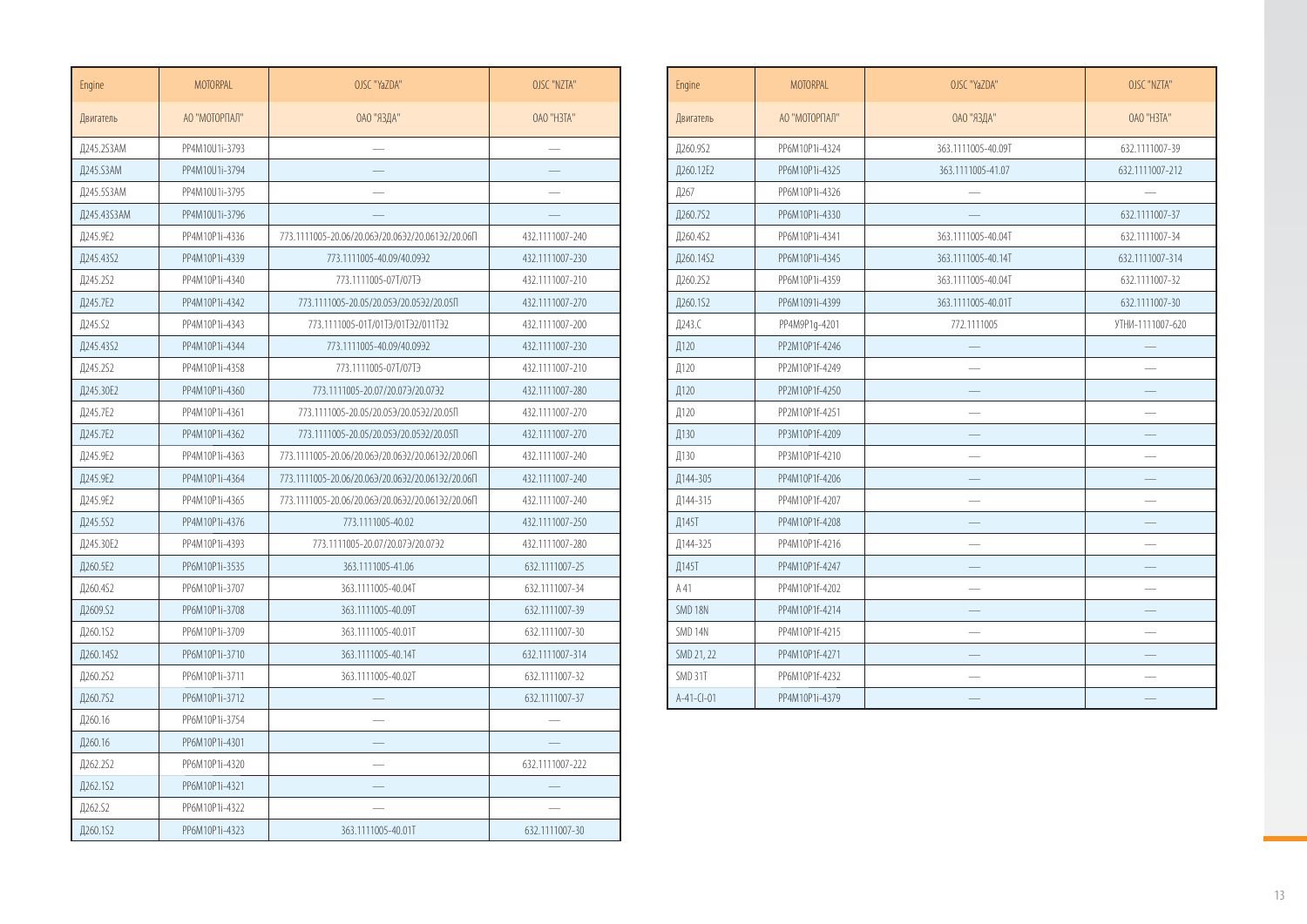| Engine | MOTORPAL | OJSC "YaZDA" | OJSC "NZTA" |
|---|---|---|---|
| Двигатель | АО "МОТОРПАЛ" | ОАО "ЯЗДА" | ОАО "НЗТА" |
| Д245.2S3АМ | PP4M10U1i-3793 | — | — |
| Д245.S3АМ | PP4M10U1i-3794 | — | — |
| Д245.5S3АМ | PP4M10U1i-3795 | — | — |
| Д245.43S3АМ | PP4M10U1i-3796 | — | — |
| Д245.9E2 | PP4M10P1i-4336 | 773.1111005-20.06/20.06Э/20.06Э2/20.06ТЭ2/20.06П | 432.1111007-240 |
| Д245.43S2 | PP4M10P1i-4339 | 773.1111005-40.09/40.09Э2 | 432.1111007-230 |
| Д245.2S2 | PP4M10P1i-4340 | 773.1111005-07Т/07ТЭ | 432.1111007-210 |
| Д245.7E2 | PP4M10P1i-4342 | 773.1111005-20.05/20.05Э/20.05Э2/20.05П | 432.1111007-270 |
| Д245.S2 | PP4M10P1i-4343 | 773.1111005-01Т/01ТЭ/01ТЭ2/011ТЭ2 | 432.1111007-200 |
| Д245.43S2 | PP4M10P1i-4344 | 773.1111005-40.09/40.09Э2 | 432.1111007-230 |
| Д245.2S2 | PP4M10P1i-4358 | 773.1111005-07Т/07ТЭ | 432.1111007-210 |
| Д245.30E2 | PP4M10P1i-4360 | 773.1111005-20.07/20.07Э/20.07Э2 | 432.1111007-280 |
| Д245.7E2 | PP4M10P1i-4361 | 773.1111005-20.05/20.05Э/20.05Э2/20.05П | 432.1111007-270 |
| Д245.7E2 | PP4M10P1i-4362 | 773.1111005-20.05/20.05Э/20.05Э2/20.05П | 432.1111007-270 |
| Д245.9E2 | PP4M10P1i-4363 | 773.1111005-20.06/20.06Э/20.06Э2/20.06ТЭ2/20.06П | 432.1111007-240 |
| Д245.9E2 | PP4M10P1i-4364 | 773.1111005-20.06/20.06Э/20.06Э2/20.06ТЭ2/20.06П | 432.1111007-240 |
| Д245.9E2 | PP4M10P1i-4365 | 773.1111005-20.06/20.06Э/20.06Э2/20.06ТЭ2/20.06П | 432.1111007-240 |
| Д245.5S2 | PP4M10P1i-4376 | 773.1111005-40.02 | 432.1111007-250 |
| Д245.30E2 | PP4M10P1i-4393 | 773.1111005-20.07/20.07Э/20.07Э2 | 432.1111007-280 |
| Д260.5E2 | PP6M10P1i-3535 | 363.1111005-41.06 | 632.1111007-25 |
| Д260.4S2 | PP6M10P1i-3707 | 363.1111005-40.04Т | 632.1111007-34 |
| Д2609.S2 | PP6M10P1i-3708 | 363.1111005-40.09Т | 632.1111007-39 |
| Д260.1S2 | PP6M10P1i-3709 | 363.1111005-40.01Т | 632.1111007-30 |
| Д260.14S2 | PP6M10P1i-3710 | 363.1111005-40.14Т | 632.1111007-314 |
| Д260.2S2 | PP6M10P1i-3711 | 363.1111005-40.02Т | 632.1111007-32 |
| Д260.7S2 | PP6M10P1i-3712 | — | 632.1111007-37 |
| Д260.16 | PP6M10P1i-3754 | — | — |
| Д260.16 | PP6M10P1i-4301 | — | — |
| Д262.2S2 | PP6M10P1i-4320 | — | 632.1111007-222 |
| Д262.1S2 | PP6M10P1i-4321 | — | — |
| Д262.S2 | PP6M10P1i-4322 | — | — |
| Д260.1S2 | PP6M10P1i-4323 | 363.1111005-40.01Т | 632.1111007-30 |

| Engine | MOTORPAL | OJSC "YaZDA" | OJSC "NZTA" |
|---|---|---|---|
| Двигатель | АО "МОТОРПАЛ" | ОАО "ЯЗДА" | ОАО "НЗТА" |
| Д260.9S2 | PP6M10P1i-4324 | 363.1111005-40.09Т | 632.1111007-39 |
| Д260.12E2 | PP6M10P1i-4325 | 363.1111005-41.07 | 632.1111007-212 |
| Д267 | PP6M10P1i-4326 | — | — |
| Д260.7S2 | PP6M10P1i-4330 | — | 632.1111007-37 |
| Д260.4S2 | PP6M10P1i-4341 | 363.1111005-40.04Т | 632.1111007-34 |
| Д260.14S2 | PP6M10P1i-4345 | 363.1111005-40.14Т | 632.1111007-314 |
| Д260.2S2 | PP6M10P1i-4359 | 363.1111005-40.04Т | 632.1111007-32 |
| Д260.1S2 | PP6M1091i-4399 | 363.1111005-40.01Т | 632.1111007-30 |
| Д243.С | PP4M9P1g-4201 | 772.1111005 | УТНИ-1111007-620 |
| Д120 | PP2M10P1f-4246 | — | — |
| Д120 | PP2M10P1f-4249 | — | — |
| Д120 | PP2M10P1f-4250 | — | — |
| Д120 | PP2M10P1f-4251 | — | — |
| Д130 | PP3M10P1f-4209 | — | — |
| Д130 | PP3M10P1f-4210 | — | — |
| Д144-305 | PP4M10P1f-4206 | — | — |
| Д144-315 | PP4M10P1f-4207 | — | — |
| Д145Т | PP4M10P1f-4208 | — | — |
| Д144-325 | PP4M10P1f-4216 | — | — |
| Д145Т | PP4M10P1f-4247 | — | — |
| А 41 | PP4M10P1f-4202 | — | — |
| SMD 18N | PP4M10P1f-4214 | — | — |
| SMD 14N | PP4M10P1f-4215 | — | — |
| SMD 21, 22 | PP4M10P1f-4271 | — | — |
| SMD 31Т | PP6M10P1f-4232 | — | — |
| А-41-СІ-01 | PP4M10P1i-4379 | — | — |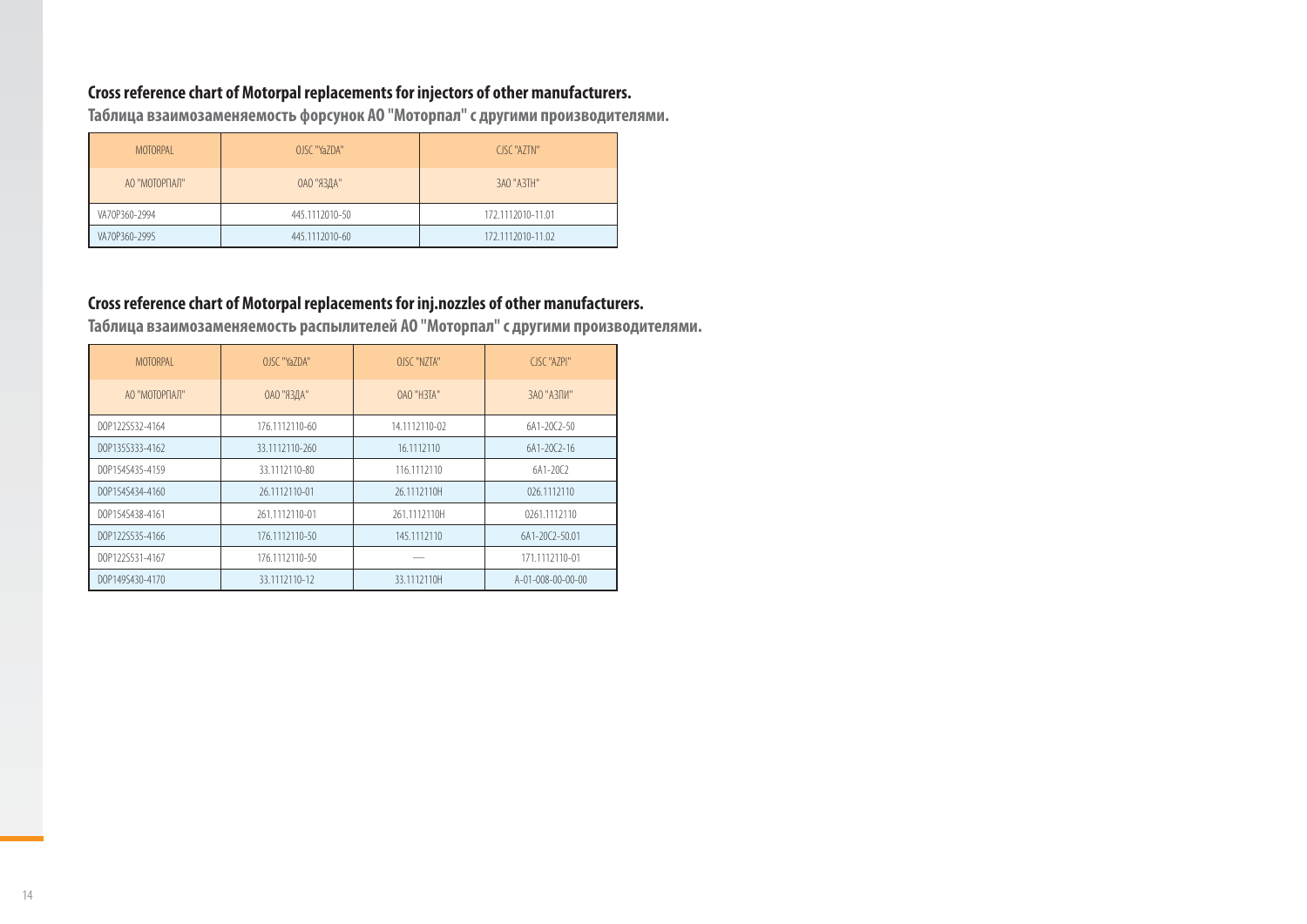## Cross reference chart of Motorpal replacements for injectors of other manufacturers.

**Таблица взаимозаменяемость форсунок АО "Моторпал" с другими производителями.**

| MOTORPAL | OJSC "YaZDA" | CJSC "AZTN" |
|---|---|---|
| АО "МОТОРПАЛ" | ОАО "ЯЗДА" | ЗАО "АЗТН" |
| VA70P360-2994 | 445.1112010-50 | 172.1112010-11.01 |
| VA70P360-2995 | 445.1112010-60 | 172.1112010-11.02 |

## Cross reference chart of Motorpal replacements for inj.nozzles of other manufacturers.

**Таблица взаимозаменяемость распылителей АО "Моторпал" с другими производителями.**

| MOTORPAL | OJSC "YaZDA" | OJSC "NZTA" | CJSC "AZPI" |
|---|---|---|---|
| АО "МОТОРПАЛ" | ОАО "ЯЗДА" | ОАО "НЗТА" | ЗАО "АЗПИ" |
| DOP122S532-4164 | 176.1112110-60 | 14.1112110-02 | 6А1-20С2-50 |
| DOP135S333-4162 | 33.1112110-260 | 16.1112110 | 6А1-20С2-16 |
| DOP154S435-4159 | 33.1112110-80 | 116.1112110 | 6А1-20С2 |
| DOP154S434-4160 | 26.1112110-01 | 26.1112110Н | 026.1112110 |
| DOP154S438-4161 | 261.1112110-01 | 261.1112110Н | 0261.1112110 |
| DOP122S535-4166 | 176.1112110-50 | 145.1112110 | 6А1-20С2-50.01 |
| DOP122S531-4167 | 176.1112110-50 | — | 171.1112110-01 |
| DOP149S430-4170 | 33.1112110-12 | 33.1112110Н | А-01-008-00-00-00 |